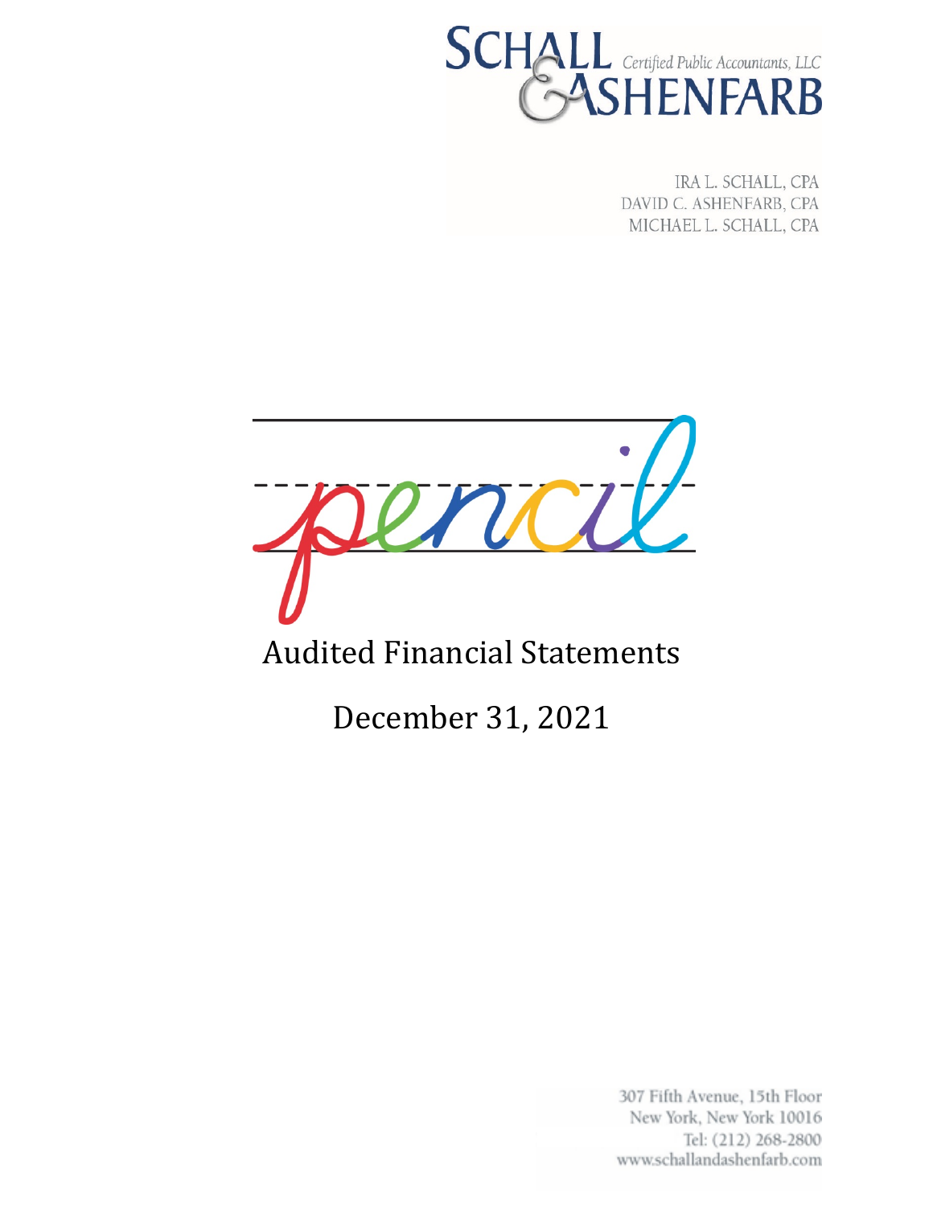SCHALL & ASHENFARB Certified Public Accountants, LLC

IRA L. SCHALL, CPA
DAVID C. ASHENFARB, CPA
MICHAEL L. SCHALL, CPA

pencil

# Audited Financial Statements

## December 31, 2021

307 Fifth Avenue, 15th Floor
New York, New York 10016
Tel: (212) 268-2800
www.schallandashenfarb.com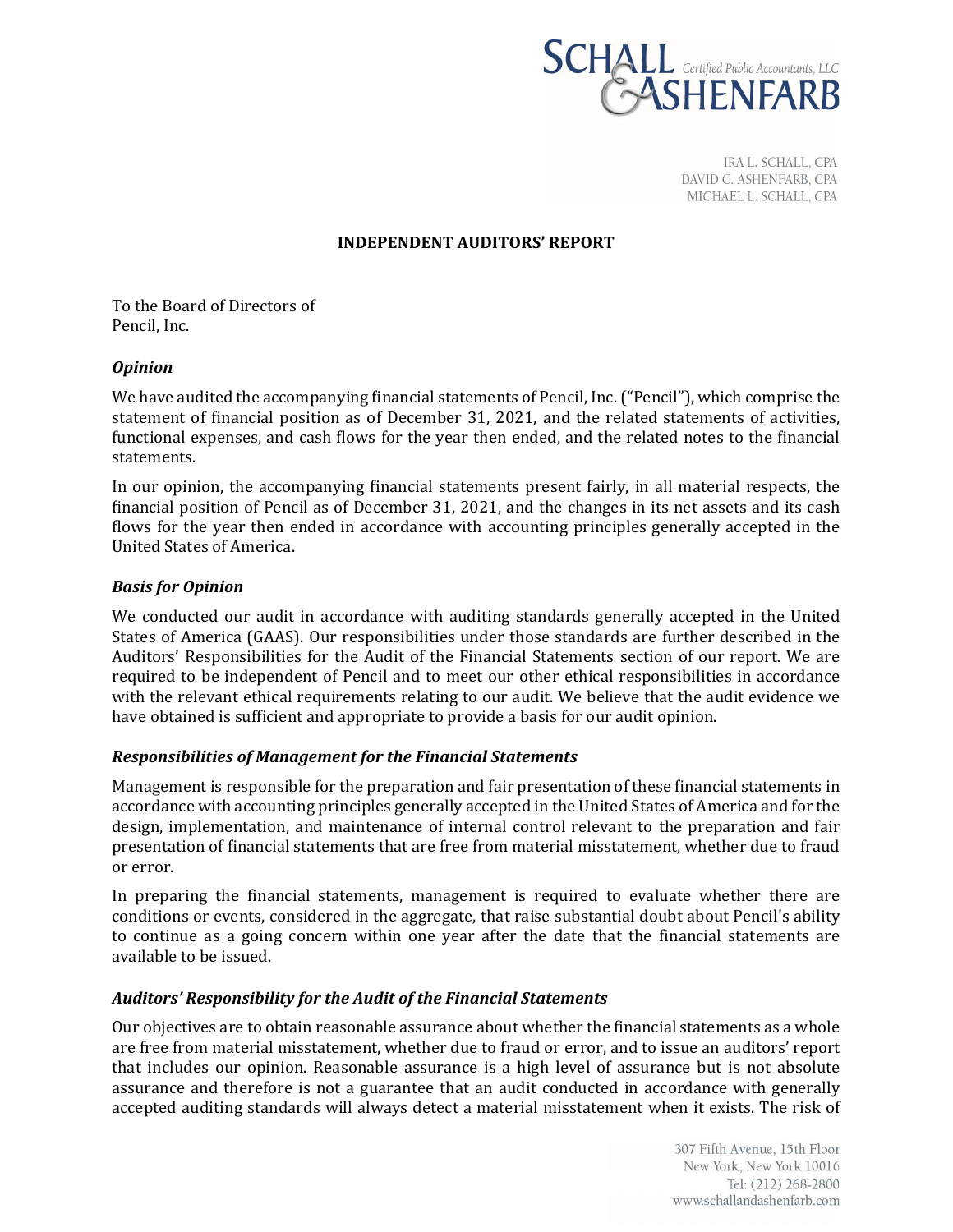# INDEPENDENT AUDITORS' REPORT

To the Board of Directors of
Pencil, Inc.

### *Opinion*

We have audited the accompanying financial statements of Pencil, Inc. ("Pencil"), which comprise the statement of financial position as of December 31, 2021, and the related statements of activities, functional expenses, and cash flows for the year then ended, and the related notes to the financial statements.

In our opinion, the accompanying financial statements present fairly, in all material respects, the financial position of Pencil as of December 31, 2021, and the changes in its net assets and its cash flows for the year then ended in accordance with accounting principles generally accepted in the United States of America.

### *Basis for Opinion*

We conducted our audit in accordance with auditing standards generally accepted in the United States of America (GAAS). Our responsibilities under those standards are further described in the Auditors' Responsibilities for the Audit of the Financial Statements section of our report. We are required to be independent of Pencil and to meet our other ethical responsibilities in accordance with the relevant ethical requirements relating to our audit. We believe that the audit evidence we have obtained is sufficient and appropriate to provide a basis for our audit opinion.

### *Responsibilities of Management for the Financial Statements*

Management is responsible for the preparation and fair presentation of these financial statements in accordance with accounting principles generally accepted in the United States of America and for the design, implementation, and maintenance of internal control relevant to the preparation and fair presentation of financial statements that are free from material misstatement, whether due to fraud or error.

In preparing the financial statements, management is required to evaluate whether there are conditions or events, considered in the aggregate, that raise substantial doubt about Pencil's ability to continue as a going concern within one year after the date that the financial statements are available to be issued.

### *Auditors' Responsibility for the Audit of the Financial Statements*

Our objectives are to obtain reasonable assurance about whether the financial statements as a whole are free from material misstatement, whether due to fraud or error, and to issue an auditors' report that includes our opinion. Reasonable assurance is a high level of assurance but is not absolute assurance and therefore is not a guarantee that an audit conducted in accordance with generally accepted auditing standards will always detect a material misstatement when it exists. The risk of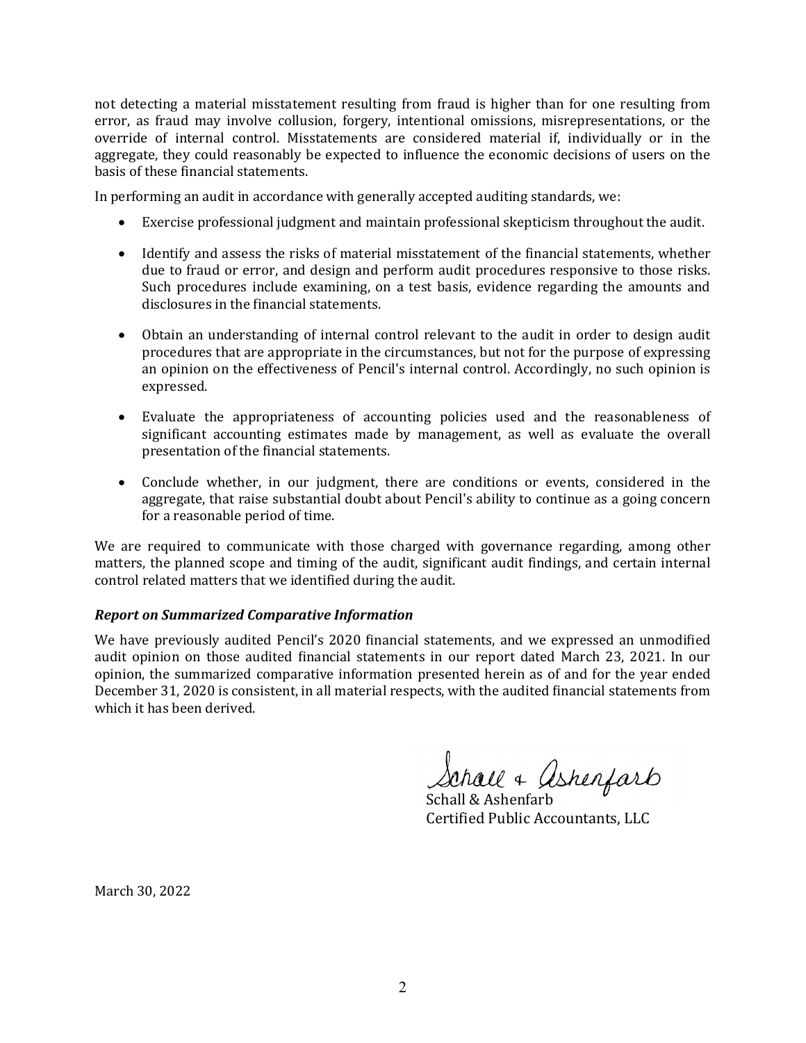not detecting a material misstatement resulting from fraud is higher than for one resulting from error, as fraud may involve collusion, forgery, intentional omissions, misrepresentations, or the override of internal control. Misstatements are considered material if, individually or in the aggregate, they could reasonably be expected to influence the economic decisions of users on the basis of these financial statements.

In performing an audit in accordance with generally accepted auditing standards, we:

- Exercise professional judgment and maintain professional skepticism throughout the audit.
- Identify and assess the risks of material misstatement of the financial statements, whether due to fraud or error, and design and perform audit procedures responsive to those risks. Such procedures include examining, on a test basis, evidence regarding the amounts and disclosures in the financial statements.
- Obtain an understanding of internal control relevant to the audit in order to design audit procedures that are appropriate in the circumstances, but not for the purpose of expressing an opinion on the effectiveness of Pencil's internal control. Accordingly, no such opinion is expressed.
- Evaluate the appropriateness of accounting policies used and the reasonableness of significant accounting estimates made by management, as well as evaluate the overall presentation of the financial statements.
- Conclude whether, in our judgment, there are conditions or events, considered in the aggregate, that raise substantial doubt about Pencil's ability to continue as a going concern for a reasonable period of time.

We are required to communicate with those charged with governance regarding, among other matters, the planned scope and timing of the audit, significant audit findings, and certain internal control related matters that we identified during the audit.

***Report on Summarized Comparative Information***

We have previously audited Pencil's 2020 financial statements, and we expressed an unmodified audit opinion on those audited financial statements in our report dated March 23, 2021. In our opinion, the summarized comparative information presented herein as of and for the year ended December 31, 2020 is consistent, in all material respects, with the audited financial statements from which it has been derived.

Schall & Ashenfarb
Schall & Ashenfarb
Certified Public Accountants, LLC

March 30, 2022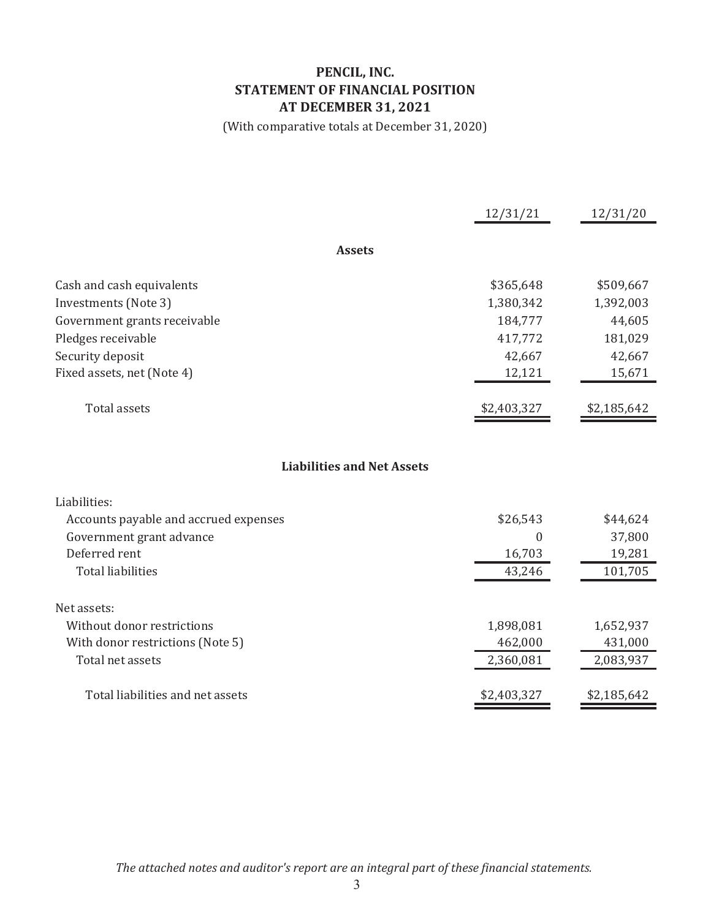# PENCIL, INC.
## STATEMENT OF FINANCIAL POSITION
## AT DECEMBER 31, 2021

(With comparative totals at December 31, 2020)

| | 12/31/21 | 12/31/20 |
|---|---|---|
| **Assets** | | |
| Cash and cash equivalents | $365,648 | $509,667 |
| Investments (Note 3) | 1,380,342 | 1,392,003 |
| Government grants receivable | 184,777 | 44,605 |
| Pledges receivable | 417,772 | 181,029 |
| Security deposit | 42,667 | 42,667 |
| Fixed assets, net (Note 4) | 12,121 | 15,671 |
| Total assets | $2,403,327 | $2,185,642 |
| **Liabilities and Net Assets** | | |
| Liabilities: | | |
| Accounts payable and accrued expenses | $26,543 | $44,624 |
| Government grant advance | 0 | 37,800 |
| Deferred rent | 16,703 | 19,281 |
| Total liabilities | 43,246 | 101,705 |
| Net assets: | | |
| Without donor restrictions | 1,898,081 | 1,652,937 |
| With donor restrictions (Note 5) | 462,000 | 431,000 |
| Total net assets | 2,360,081 | 2,083,937 |
| Total liabilities and net assets | $2,403,327 | $2,185,642 |

*The attached notes and auditor's report are an integral part of these financial statements.*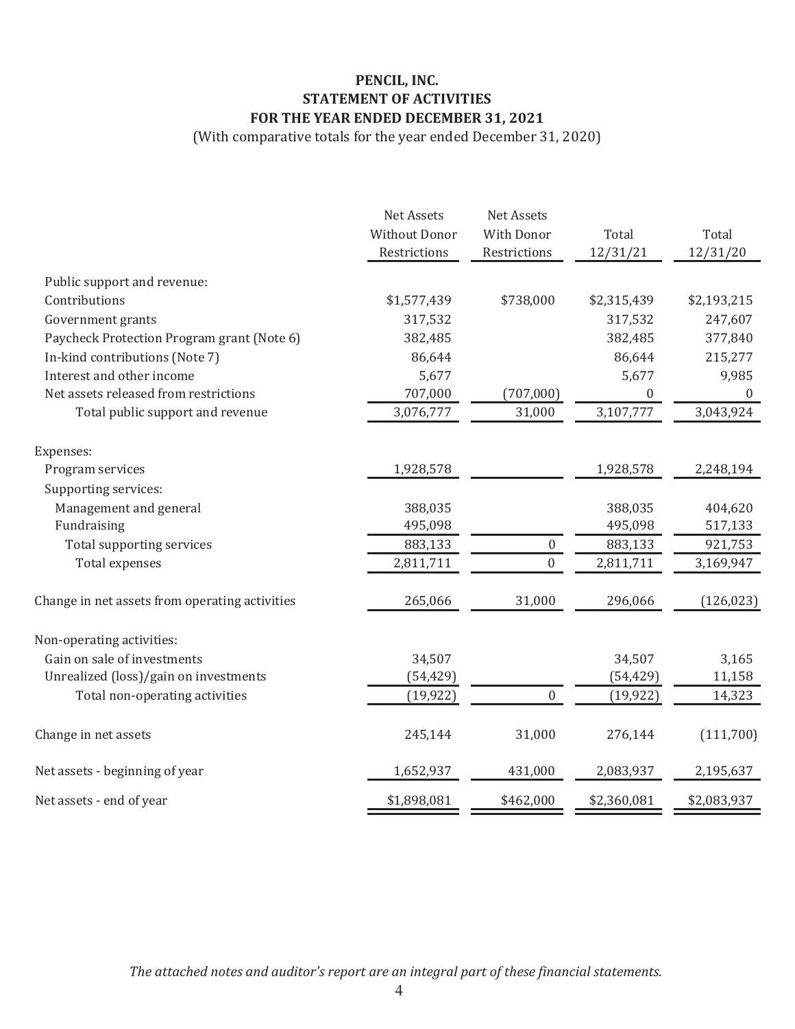# PENCIL, INC.
## STATEMENT OF ACTIVITIES
## FOR THE YEAR ENDED DECEMBER 31, 2021

(With comparative totals for the year ended December 31, 2020)

| | Net Assets Without Donor Restrictions | Net Assets With Donor Restrictions | Total 12/31/21 | Total 12/31/20 |
|---|---|---|---|---|
| Public support and revenue: | | | | |
| Contributions | $1,577,439 | $738,000 | $2,315,439 | $2,193,215 |
| Government grants | 317,532 | | 317,532 | 247,607 |
| Paycheck Protection Program grant (Note 6) | 382,485 | | 382,485 | 377,840 |
| In-kind contributions (Note 7) | 86,644 | | 86,644 | 215,277 |
| Interest and other income | 5,677 | | 5,677 | 9,985 |
| Net assets released from restrictions | 707,000 | (707,000) | 0 | 0 |
| Total public support and revenue | 3,076,777 | 31,000 | 3,107,777 | 3,043,924 |
| Expenses: | | | | |
| Program services | 1,928,578 | | 1,928,578 | 2,248,194 |
| Supporting services: | | | | |
| Management and general | 388,035 | | 388,035 | 404,620 |
| Fundraising | 495,098 | | 495,098 | 517,133 |
| Total supporting services | 883,133 | 0 | 883,133 | 921,753 |
| Total expenses | 2,811,711 | 0 | 2,811,711 | 3,169,947 |
| Change in net assets from operating activities | 265,066 | 31,000 | 296,066 | (126,023) |
| Non-operating activities: | | | | |
| Gain on sale of investments | 34,507 | | 34,507 | 3,165 |
| Unrealized (loss)/gain on investments | (54,429) | | (54,429) | 11,158 |
| Total non-operating activities | (19,922) | 0 | (19,922) | 14,323 |
| Change in net assets | 245,144 | 31,000 | 276,144 | (111,700) |
| Net assets - beginning of year | 1,652,937 | 431,000 | 2,083,937 | 2,195,637 |
| Net assets - end of year | $1,898,081 | $462,000 | $2,360,081 | $2,083,937 |

*The attached notes and auditor's report are an integral part of these financial statements.*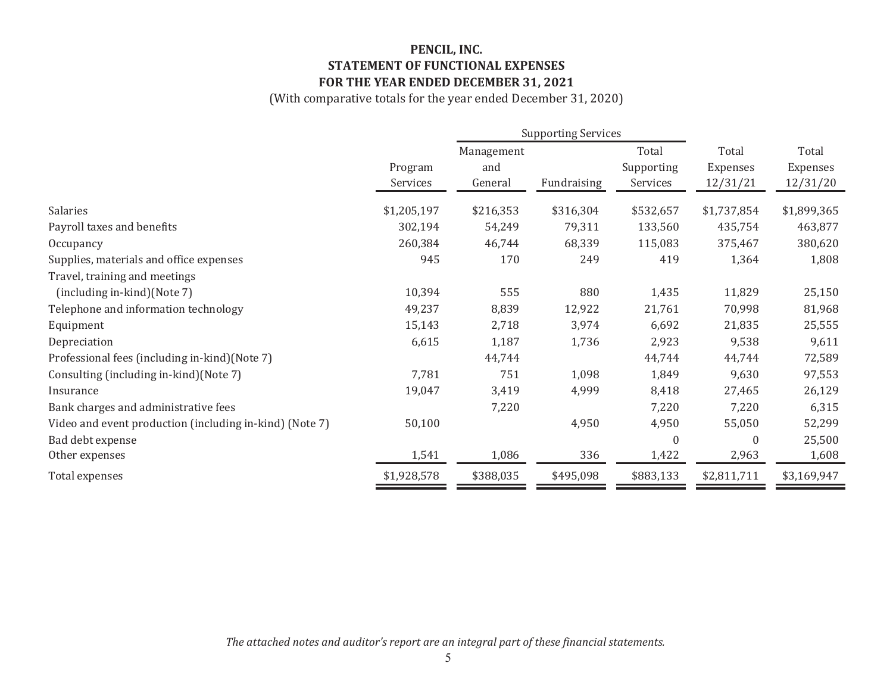**PENCIL, INC.**
**STATEMENT OF FUNCTIONAL EXPENSES**
**FOR THE YEAR ENDED DECEMBER 31, 2021**
(With comparative totals for the year ended December 31, 2020)

| | | Supporting Services | | | | |
|---|---|---|---|---|---|---|
| | Program Services | Management and General | Fundraising | Total Supporting Services | Total Expenses 12/31/21 | Total Expenses 12/31/20 |
| Salaries | $1,205,197 | $216,353 | $316,304 | $532,657 | $1,737,854 | $1,899,365 |
| Payroll taxes and benefits | 302,194 | 54,249 | 79,311 | 133,560 | 435,754 | 463,877 |
| Occupancy | 260,384 | 46,744 | 68,339 | 115,083 | 375,467 | 380,620 |
| Supplies, materials and office expenses | 945 | 170 | 249 | 419 | 1,364 | 1,808 |
| Travel, training and meetings (including in-kind)(Note 7) | 10,394 | 555 | 880 | 1,435 | 11,829 | 25,150 |
| Telephone and information technology | 49,237 | 8,839 | 12,922 | 21,761 | 70,998 | 81,968 |
| Equipment | 15,143 | 2,718 | 3,974 | 6,692 | 21,835 | 25,555 |
| Depreciation | 6,615 | 1,187 | 1,736 | 2,923 | 9,538 | 9,611 |
| Professional fees (including in-kind)(Note 7) | | 44,744 | | 44,744 | 44,744 | 72,589 |
| Consulting (including in-kind)(Note 7) | 7,781 | 751 | 1,098 | 1,849 | 9,630 | 97,553 |
| Insurance | 19,047 | 3,419 | 4,999 | 8,418 | 27,465 | 26,129 |
| Bank charges and administrative fees | | 7,220 | | 7,220 | 7,220 | 6,315 |
| Video and event production (including in-kind) (Note 7) | 50,100 | | 4,950 | 4,950 | 55,050 | 52,299 |
| Bad debt expense | | | | 0 | 0 | 25,500 |
| Other expenses | 1,541 | 1,086 | 336 | 1,422 | 2,963 | 1,608 |
| Total expenses | $1,928,578 | $388,035 | $495,098 | $883,133 | $2,811,711 | $3,169,947 |

*The attached notes and auditor's report are an integral part of these financial statements.*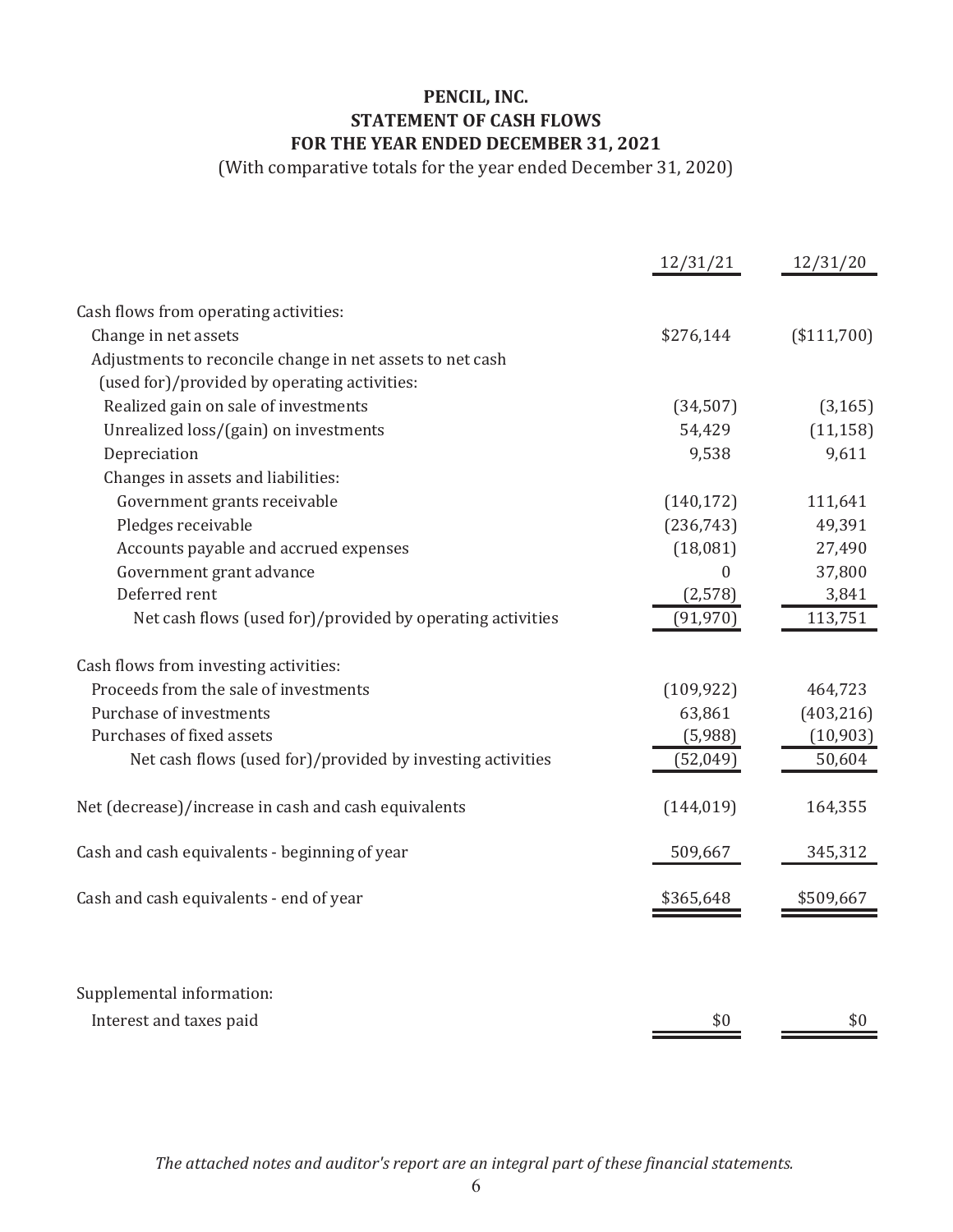# PENCIL, INC.
## STATEMENT OF CASH FLOWS
## FOR THE YEAR ENDED DECEMBER 31, 2021

(With comparative totals for the year ended December 31, 2020)

| | 12/31/21 | 12/31/20 |
|---|---|---|
| Cash flows from operating activities: | | |
| Change in net assets | $276,144 | ($111,700) |
| Adjustments to reconcile change in net assets to net cash (used for)/provided by operating activities: | | |
| Realized gain on sale of investments | (34,507) | (3,165) |
| Unrealized loss/(gain) on investments | 54,429 | (11,158) |
| Depreciation | 9,538 | 9,611 |
| Changes in assets and liabilities: | | |
| Government grants receivable | (140,172) | 111,641 |
| Pledges receivable | (236,743) | 49,391 |
| Accounts payable and accrued expenses | (18,081) | 27,490 |
| Government grant advance | 0 | 37,800 |
| Deferred rent | (2,578) | 3,841 |
| Net cash flows (used for)/provided by operating activities | (91,970) | 113,751 |
| Cash flows from investing activities: | | |
| Proceeds from the sale of investments | (109,922) | 464,723 |
| Purchase of investments | 63,861 | (403,216) |
| Purchases of fixed assets | (5,988) | (10,903) |
| Net cash flows (used for)/provided by investing activities | (52,049) | 50,604 |
| Net (decrease)/increase in cash and cash equivalents | (144,019) | 164,355 |
| Cash and cash equivalents - beginning of year | 509,667 | 345,312 |
| Cash and cash equivalents - end of year | $365,648 | $509,667 |

| | | |
|---|---|---|
| Supplemental information: | | |
| Interest and taxes paid | $0 | $0 |

*The attached notes and auditor's report are an integral part of these financial statements.*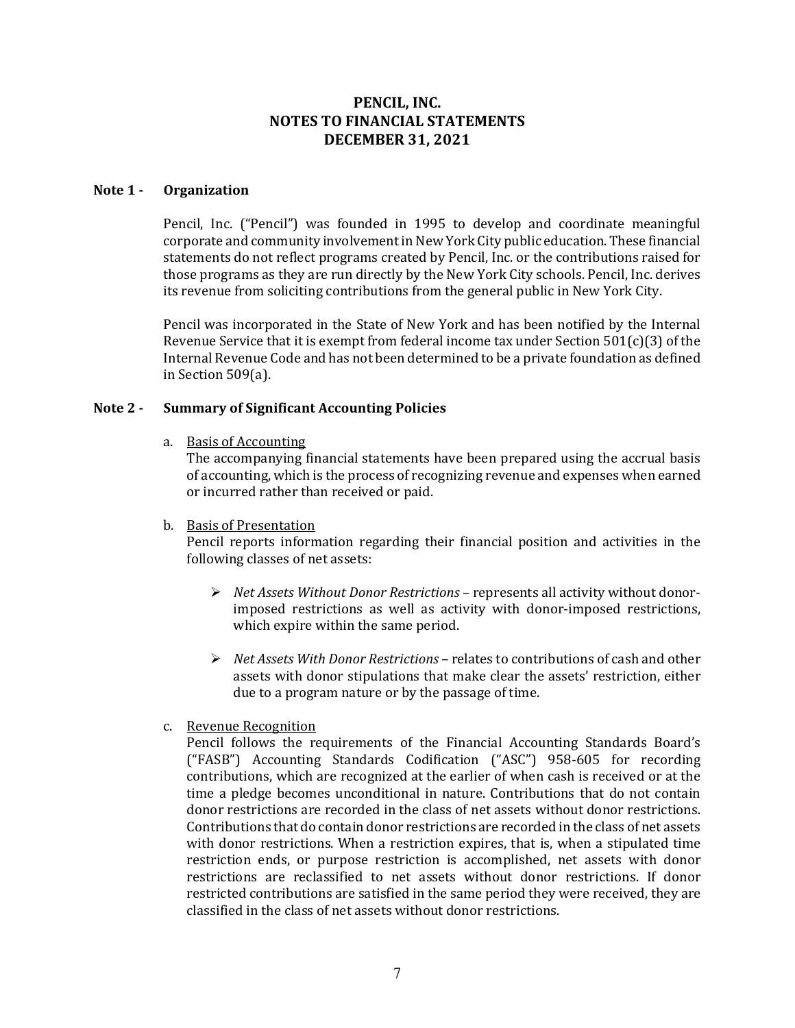# PENCIL, INC.
# NOTES TO FINANCIAL STATEMENTS
# DECEMBER 31, 2021

## Note 1 - Organization

Pencil, Inc. ("Pencil") was founded in 1995 to develop and coordinate meaningful corporate and community involvement in New York City public education. These financial statements do not reflect programs created by Pencil, Inc. or the contributions raised for those programs as they are run directly by the New York City schools. Pencil, Inc. derives its revenue from soliciting contributions from the general public in New York City.

Pencil was incorporated in the State of New York and has been notified by the Internal Revenue Service that it is exempt from federal income tax under Section 501(c)(3) of the Internal Revenue Code and has not been determined to be a private foundation as defined in Section 509(a).

## Note 2 - Summary of Significant Accounting Policies

a. Basis of Accounting

The accompanying financial statements have been prepared using the accrual basis of accounting, which is the process of recognizing revenue and expenses when earned or incurred rather than received or paid.

b. Basis of Presentation

Pencil reports information regarding their financial position and activities in the following classes of net assets:

- *Net Assets Without Donor Restrictions* – represents all activity without donor-imposed restrictions as well as activity with donor-imposed restrictions, which expire within the same period.

- *Net Assets With Donor Restrictions* – relates to contributions of cash and other assets with donor stipulations that make clear the assets' restriction, either due to a program nature or by the passage of time.

c. Revenue Recognition

Pencil follows the requirements of the Financial Accounting Standards Board's ("FASB") Accounting Standards Codification ("ASC") 958-605 for recording contributions, which are recognized at the earlier of when cash is received or at the time a pledge becomes unconditional in nature. Contributions that do not contain donor restrictions are recorded in the class of net assets without donor restrictions. Contributions that do contain donor restrictions are recorded in the class of net assets with donor restrictions. When a restriction expires, that is, when a stipulated time restriction ends, or purpose restriction is accomplished, net assets with donor restrictions are reclassified to net assets without donor restrictions. If donor restricted contributions are satisfied in the same period they were received, they are classified in the class of net assets without donor restrictions.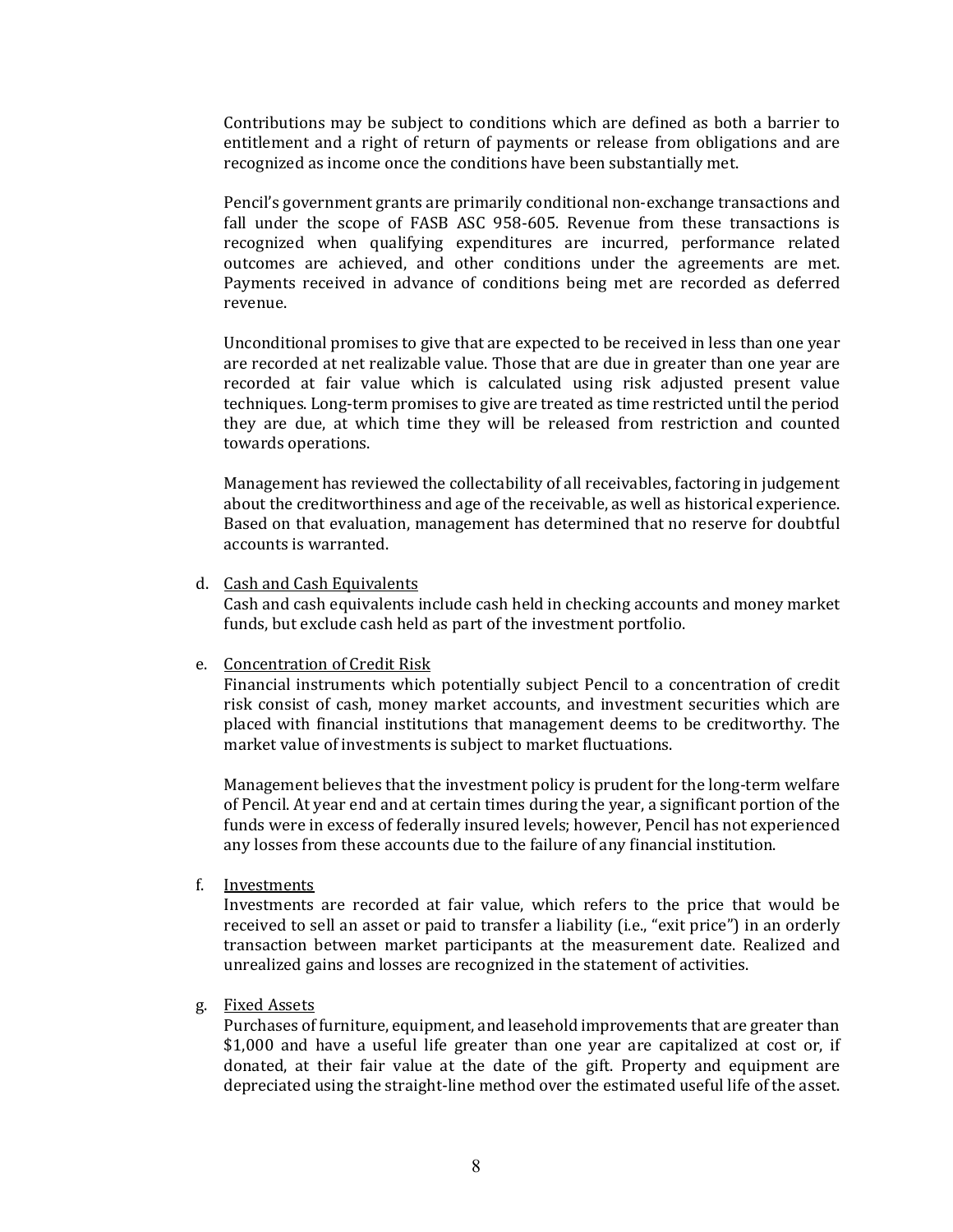Contributions may be subject to conditions which are defined as both a barrier to entitlement and a right of return of payments or release from obligations and are recognized as income once the conditions have been substantially met.

Pencil's government grants are primarily conditional non-exchange transactions and fall under the scope of FASB ASC 958-605. Revenue from these transactions is recognized when qualifying expenditures are incurred, performance related outcomes are achieved, and other conditions under the agreements are met. Payments received in advance of conditions being met are recorded as deferred revenue.

Unconditional promises to give that are expected to be received in less than one year are recorded at net realizable value. Those that are due in greater than one year are recorded at fair value which is calculated using risk adjusted present value techniques. Long-term promises to give are treated as time restricted until the period they are due, at which time they will be released from restriction and counted towards operations.

Management has reviewed the collectability of all receivables, factoring in judgement about the creditworthiness and age of the receivable, as well as historical experience. Based on that evaluation, management has determined that no reserve for doubtful accounts is warranted.

d. Cash and Cash Equivalents

Cash and cash equivalents include cash held in checking accounts and money market funds, but exclude cash held as part of the investment portfolio.

e. Concentration of Credit Risk

Financial instruments which potentially subject Pencil to a concentration of credit risk consist of cash, money market accounts, and investment securities which are placed with financial institutions that management deems to be creditworthy. The market value of investments is subject to market fluctuations.

Management believes that the investment policy is prudent for the long-term welfare of Pencil. At year end and at certain times during the year, a significant portion of the funds were in excess of federally insured levels; however, Pencil has not experienced any losses from these accounts due to the failure of any financial institution.

f. Investments

Investments are recorded at fair value, which refers to the price that would be received to sell an asset or paid to transfer a liability (i.e., "exit price") in an orderly transaction between market participants at the measurement date. Realized and unrealized gains and losses are recognized in the statement of activities.

g. Fixed Assets

Purchases of furniture, equipment, and leasehold improvements that are greater than $1,000 and have a useful life greater than one year are capitalized at cost or, if donated, at their fair value at the date of the gift. Property and equipment are depreciated using the straight-line method over the estimated useful life of the asset.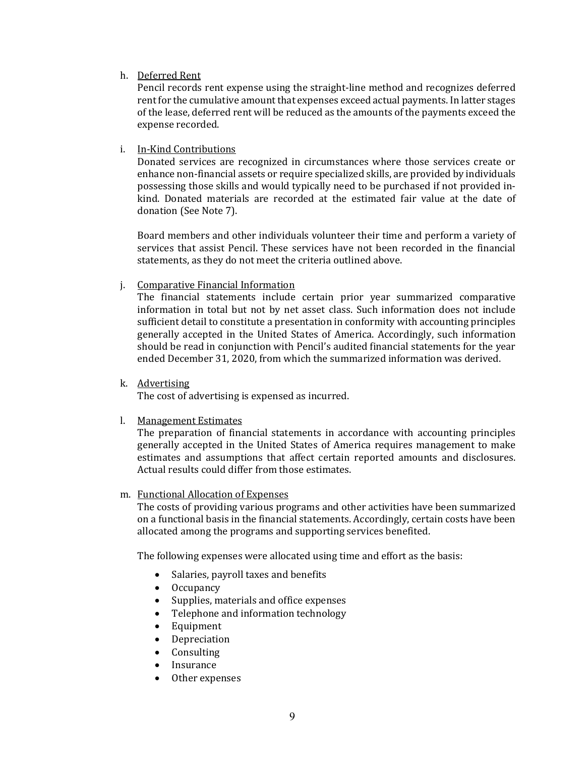h. Deferred Rent

Pencil records rent expense using the straight-line method and recognizes deferred rent for the cumulative amount that expenses exceed actual payments. In latter stages of the lease, deferred rent will be reduced as the amounts of the payments exceed the expense recorded.

i. In-Kind Contributions

Donated services are recognized in circumstances where those services create or enhance non-financial assets or require specialized skills, are provided by individuals possessing those skills and would typically need to be purchased if not provided in-kind. Donated materials are recorded at the estimated fair value at the date of donation (See Note 7).

Board members and other individuals volunteer their time and perform a variety of services that assist Pencil. These services have not been recorded in the financial statements, as they do not meet the criteria outlined above.

j. Comparative Financial Information

The financial statements include certain prior year summarized comparative information in total but not by net asset class. Such information does not include sufficient detail to constitute a presentation in conformity with accounting principles generally accepted in the United States of America. Accordingly, such information should be read in conjunction with Pencil's audited financial statements for the year ended December 31, 2020, from which the summarized information was derived.

k. Advertising

The cost of advertising is expensed as incurred.

l. Management Estimates

The preparation of financial statements in accordance with accounting principles generally accepted in the United States of America requires management to make estimates and assumptions that affect certain reported amounts and disclosures. Actual results could differ from those estimates.

m. Functional Allocation of Expenses

The costs of providing various programs and other activities have been summarized on a functional basis in the financial statements. Accordingly, certain costs have been allocated among the programs and supporting services benefited.

The following expenses were allocated using time and effort as the basis:

- Salaries, payroll taxes and benefits
- Occupancy
- Supplies, materials and office expenses
- Telephone and information technology
- Equipment
- Depreciation
- Consulting
- Insurance
- Other expenses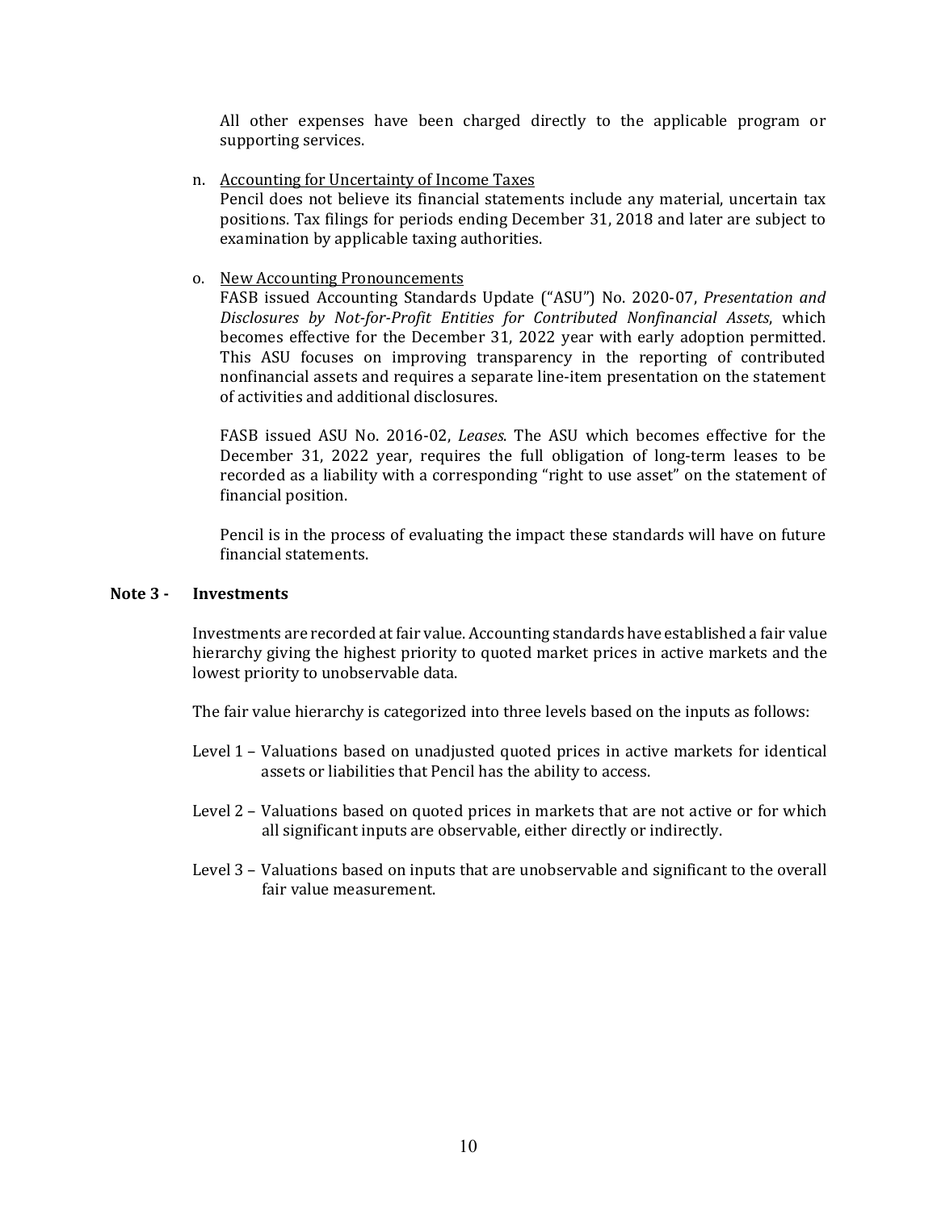All other expenses have been charged directly to the applicable program or supporting services.

n. Accounting for Uncertainty of Income Taxes

Pencil does not believe its financial statements include any material, uncertain tax positions. Tax filings for periods ending December 31, 2018 and later are subject to examination by applicable taxing authorities.

o. New Accounting Pronouncements

FASB issued Accounting Standards Update ("ASU") No. 2020-07, *Presentation and Disclosures by Not-for-Profit Entities for Contributed Nonfinancial Assets*, which becomes effective for the December 31, 2022 year with early adoption permitted. This ASU focuses on improving transparency in the reporting of contributed nonfinancial assets and requires a separate line-item presentation on the statement of activities and additional disclosures.

FASB issued ASU No. 2016-02, *Leases*. The ASU which becomes effective for the December 31, 2022 year, requires the full obligation of long-term leases to be recorded as a liability with a corresponding "right to use asset" on the statement of financial position.

Pencil is in the process of evaluating the impact these standards will have on future financial statements.

## Note 3 - Investments

Investments are recorded at fair value. Accounting standards have established a fair value hierarchy giving the highest priority to quoted market prices in active markets and the lowest priority to unobservable data.

The fair value hierarchy is categorized into three levels based on the inputs as follows:

Level 1 – Valuations based on unadjusted quoted prices in active markets for identical assets or liabilities that Pencil has the ability to access.

Level 2 – Valuations based on quoted prices in markets that are not active or for which all significant inputs are observable, either directly or indirectly.

Level 3 – Valuations based on inputs that are unobservable and significant to the overall fair value measurement.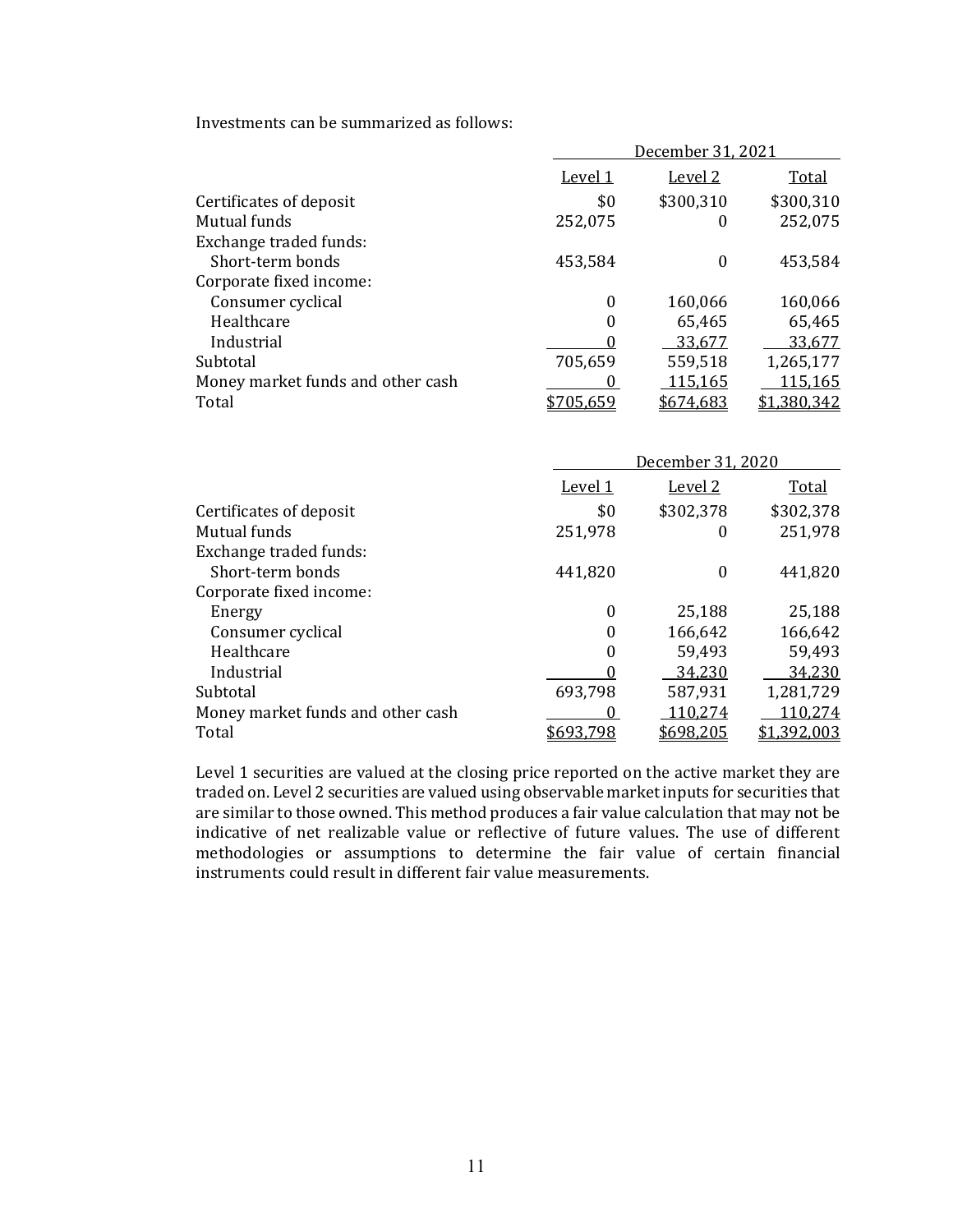Investments can be summarized as follows:

| | December 31, 2021 | | |
|---|---|---|---|
| | Level 1 | Level 2 | Total |
| Certificates of deposit | $0 | $300,310 | $300,310 |
| Mutual funds | 252,075 | 0 | 252,075 |
| Exchange traded funds: | | | |
| Short-term bonds | 453,584 | 0 | 453,584 |
| Corporate fixed income: | | | |
| Consumer cyclical | 0 | 160,066 | 160,066 |
| Healthcare | 0 | 65,465 | 65,465 |
| Industrial | 0 | 33,677 | 33,677 |
| Subtotal | 705,659 | 559,518 | 1,265,177 |
| Money market funds and other cash | 0 | 115,165 | 115,165 |
| Total | $705,659 | $674,683 | $1,380,342 |

| | December 31, 2020 | | |
|---|---|---|---|
| | Level 1 | Level 2 | Total |
| Certificates of deposit | $0 | $302,378 | $302,378 |
| Mutual funds | 251,978 | 0 | 251,978 |
| Exchange traded funds: | | | |
| Short-term bonds | 441,820 | 0 | 441,820 |
| Corporate fixed income: | | | |
| Energy | 0 | 25,188 | 25,188 |
| Consumer cyclical | 0 | 166,642 | 166,642 |
| Healthcare | 0 | 59,493 | 59,493 |
| Industrial | 0 | 34,230 | 34,230 |
| Subtotal | 693,798 | 587,931 | 1,281,729 |
| Money market funds and other cash | 0 | 110,274 | 110,274 |
| Total | $693,798 | $698,205 | $1,392,003 |

Level 1 securities are valued at the closing price reported on the active market they are traded on. Level 2 securities are valued using observable market inputs for securities that are similar to those owned. This method produces a fair value calculation that may not be indicative of net realizable value or reflective of future values. The use of different methodologies or assumptions to determine the fair value of certain financial instruments could result in different fair value measurements.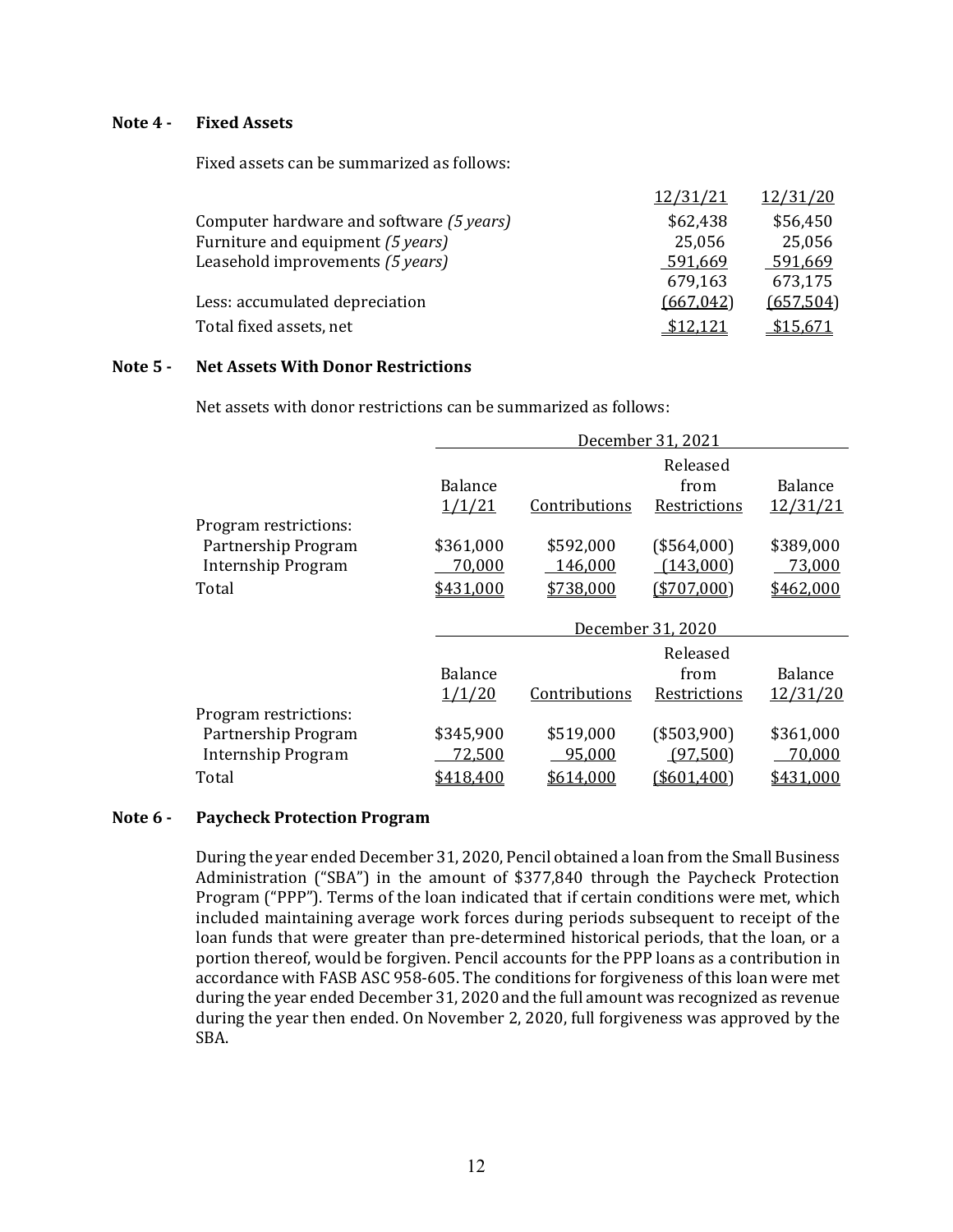**Note 4 - Fixed Assets**

Fixed assets can be summarized as follows:

| | 12/31/21 | 12/31/20 |
|---|---|---|
| Computer hardware and software *(5 years)* | $62,438 | $56,450 |
| Furniture and equipment *(5 years)* | 25,056 | 25,056 |
| Leasehold improvements *(5 years)* | 591,669 | 591,669 |
| | 679,163 | 673,175 |
| Less: accumulated depreciation | (667,042) | (657,504) |
| Total fixed assets, net | $12,121 | $15,671 |

**Note 5 - Net Assets With Donor Restrictions**

Net assets with donor restrictions can be summarized as follows:

| | December 31, 2021 | | | |
|---|---|---|---|---|
| | Balance 1/1/21 | Contributions | Released from Restrictions | Balance 12/31/21 |
| Program restrictions: | | | | |
| Partnership Program | $361,000 | $592,000 | ($564,000) | $389,000 |
| Internship Program | 70,000 | 146,000 | (143,000) | 73,000 |
| Total | $431,000 | $738,000 | ($707,000) | $462,000 |

| | December 31, 2020 | | | |
|---|---|---|---|---|
| | Balance 1/1/20 | Contributions | Released from Restrictions | Balance 12/31/20 |
| Program restrictions: | | | | |
| Partnership Program | $345,900 | $519,000 | ($503,900) | $361,000 |
| Internship Program | 72,500 | 95,000 | (97,500) | 70,000 |
| Total | $418,400 | $614,000 | ($601,400) | $431,000 |

**Note 6 - Paycheck Protection Program**

During the year ended December 31, 2020, Pencil obtained a loan from the Small Business Administration ("SBA") in the amount of $377,840 through the Paycheck Protection Program ("PPP"). Terms of the loan indicated that if certain conditions were met, which included maintaining average work forces during periods subsequent to receipt of the loan funds that were greater than pre-determined historical periods, that the loan, or a portion thereof, would be forgiven. Pencil accounts for the PPP loans as a contribution in accordance with FASB ASC 958-605. The conditions for forgiveness of this loan were met during the year ended December 31, 2020 and the full amount was recognized as revenue during the year then ended. On November 2, 2020, full forgiveness was approved by the SBA.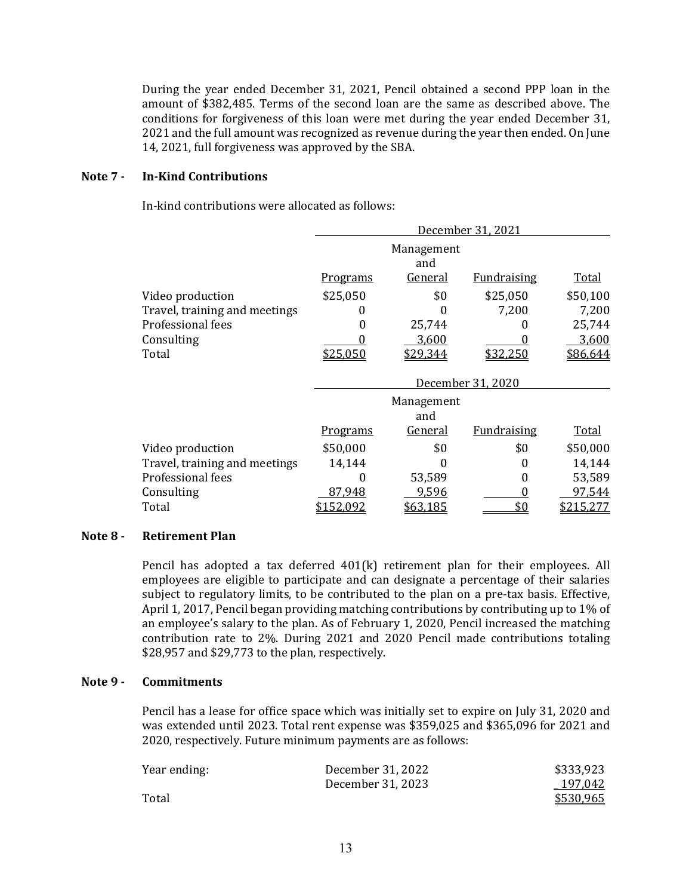During the year ended December 31, 2021, Pencil obtained a second PPP loan in the amount of $382,485. Terms of the second loan are the same as described above. The conditions for forgiveness of this loan were met during the year ended December 31, 2021 and the full amount was recognized as revenue during the year then ended. On June 14, 2021, full forgiveness was approved by the SBA.

## Note 7 - In-Kind Contributions

In-kind contributions were allocated as follows:

| | December 31, 2021 | | | |
|---|---|---|---|---|
| | Programs | Management and General | Fundraising | Total |
| Video production | $25,050 | $0 | $25,050 | $50,100 |
| Travel, training and meetings | 0 | 0 | 7,200 | 7,200 |
| Professional fees | 0 | 25,744 | 0 | 25,744 |
| Consulting | 0 | 3,600 | 0 | 3,600 |
| Total | $25,050 | $29,344 | $32,250 | $86,644 |

| | December 31, 2020 | | | |
|---|---|---|---|---|
| | Programs | Management and General | Fundraising | Total |
| Video production | $50,000 | $0 | $0 | $50,000 |
| Travel, training and meetings | 14,144 | 0 | 0 | 14,144 |
| Professional fees | 0 | 53,589 | 0 | 53,589 |
| Consulting | 87,948 | 9,596 | 0 | 97,544 |
| Total | $152,092 | $63,185 | $0 | $215,277 |

## Note 8 - Retirement Plan

Pencil has adopted a tax deferred 401(k) retirement plan for their employees. All employees are eligible to participate and can designate a percentage of their salaries subject to regulatory limits, to be contributed to the plan on a pre-tax basis. Effective, April 1, 2017, Pencil began providing matching contributions by contributing up to 1% of an employee's salary to the plan. As of February 1, 2020, Pencil increased the matching contribution rate to 2%. During 2021 and 2020 Pencil made contributions totaling $28,957 and $29,773 to the plan, respectively.

## Note 9 - Commitments

Pencil has a lease for office space which was initially set to expire on July 31, 2020 and was extended until 2023. Total rent expense was $359,025 and $365,096 for 2021 and 2020, respectively. Future minimum payments are as follows:

| | | |
|---|---|---|
| Year ending: | December 31, 2022 | $333,923 |
| | December 31, 2023 | 197,042 |
| Total | | $530,965 |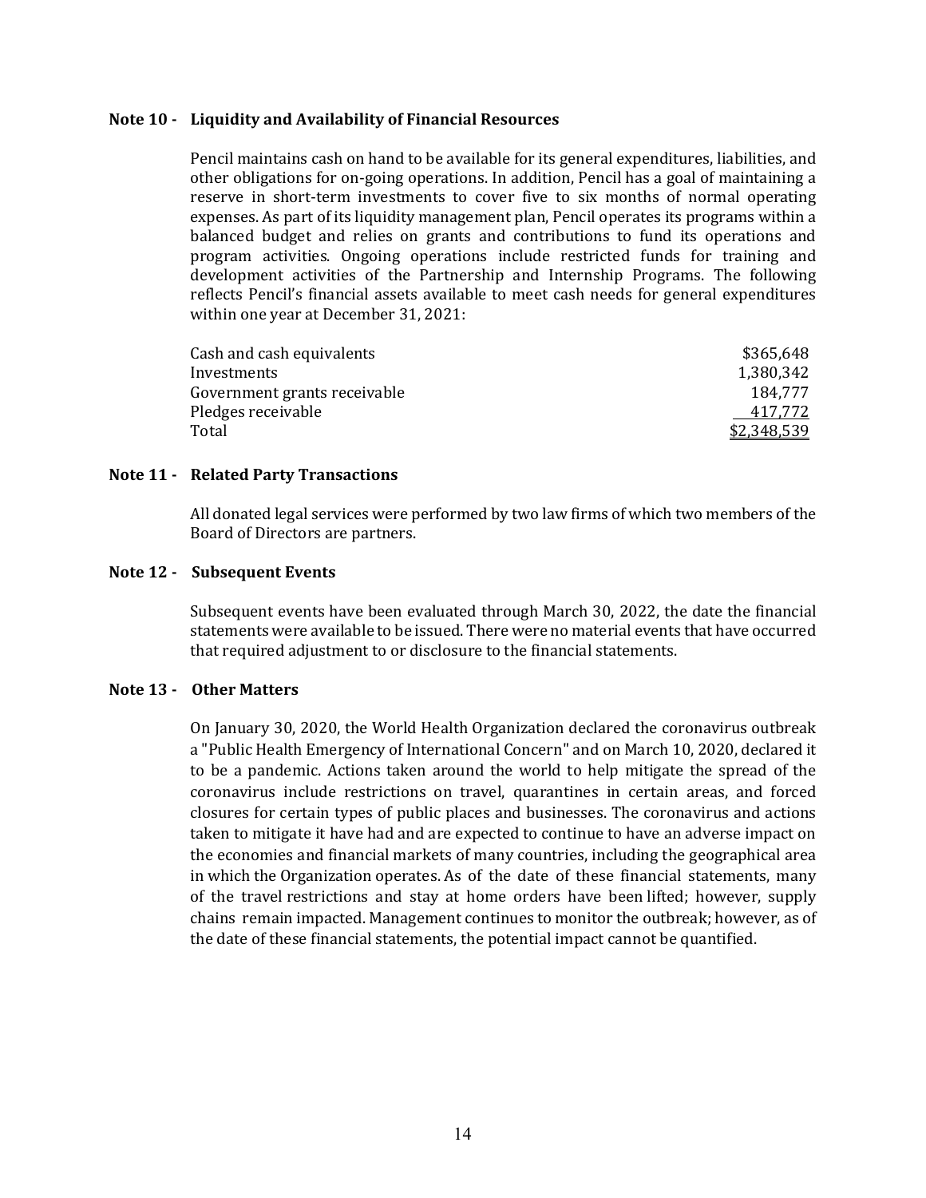### Note 10 - Liquidity and Availability of Financial Resources

Pencil maintains cash on hand to be available for its general expenditures, liabilities, and other obligations for on-going operations. In addition, Pencil has a goal of maintaining a reserve in short-term investments to cover five to six months of normal operating expenses. As part of its liquidity management plan, Pencil operates its programs within a balanced budget and relies on grants and contributions to fund its operations and program activities. Ongoing operations include restricted funds for training and development activities of the Partnership and Internship Programs. The following reflects Pencil's financial assets available to meet cash needs for general expenditures within one year at December 31, 2021:

| | |
|---|---|
| Cash and cash equivalents | $365,648 |
| Investments | 1,380,342 |
| Government grants receivable | 184,777 |
| Pledges receivable | 417,772 |
| Total | $2,348,539 |

### Note 11 - Related Party Transactions

All donated legal services were performed by two law firms of which two members of the Board of Directors are partners.

### Note 12 - Subsequent Events

Subsequent events have been evaluated through March 30, 2022, the date the financial statements were available to be issued. There were no material events that have occurred that required adjustment to or disclosure to the financial statements.

### Note 13 - Other Matters

On January 30, 2020, the World Health Organization declared the coronavirus outbreak a "Public Health Emergency of International Concern" and on March 10, 2020, declared it to be a pandemic. Actions taken around the world to help mitigate the spread of the coronavirus include restrictions on travel, quarantines in certain areas, and forced closures for certain types of public places and businesses. The coronavirus and actions taken to mitigate it have had and are expected to continue to have an adverse impact on the economies and financial markets of many countries, including the geographical area in which the Organization operates. As of the date of these financial statements, many of the travel restrictions and stay at home orders have been lifted; however, supply chains remain impacted. Management continues to monitor the outbreak; however, as of the date of these financial statements, the potential impact cannot be quantified.